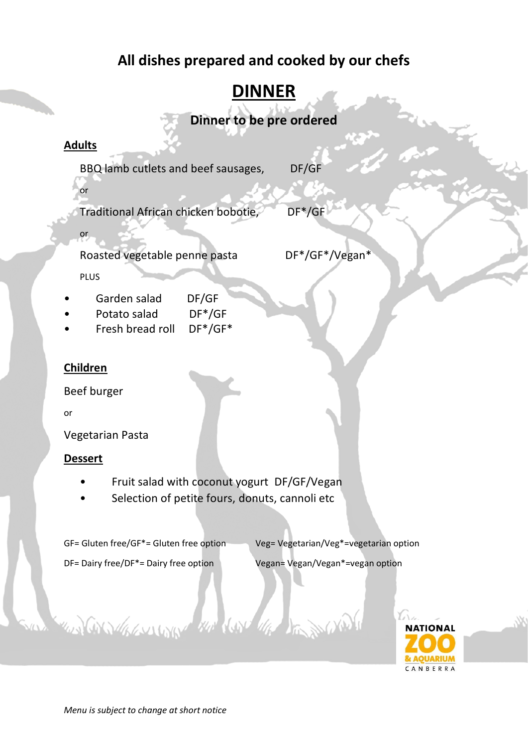## All dishes prepared and cooked by our chefs

# DINNER

### Dinner to be pre ordered

**Adults**

BBQ lamb cutlets and beef sausages, DF/GF

or

Traditional African chicken bobotie, DF*/GF

or

Roasted vegetable penne pasta DF*/GF*/Vegan*

PLUS

- Garden salad DF/GF
- Potato salad DF*/GF
- Fresh bread roll DF*/GF*

**Children**

Beef burger

or

Vegetarian Pasta

**Dessert**

- Fruit salad with coconut yogurt DF/GF/Vegan
- Selection of petite fours, donuts, cannoli etc

GF= Gluten free/GF*= Gluten free option

DF= Dairy free/DF*= Dairy free option

Veg= Vegetarian/Veg*=vegetarian option

Vegan= Vegan/Vegan*=vegan option

NATIONAL ZOO & AQUARIUM CANBERRA

*Menu is subject to change at short notice*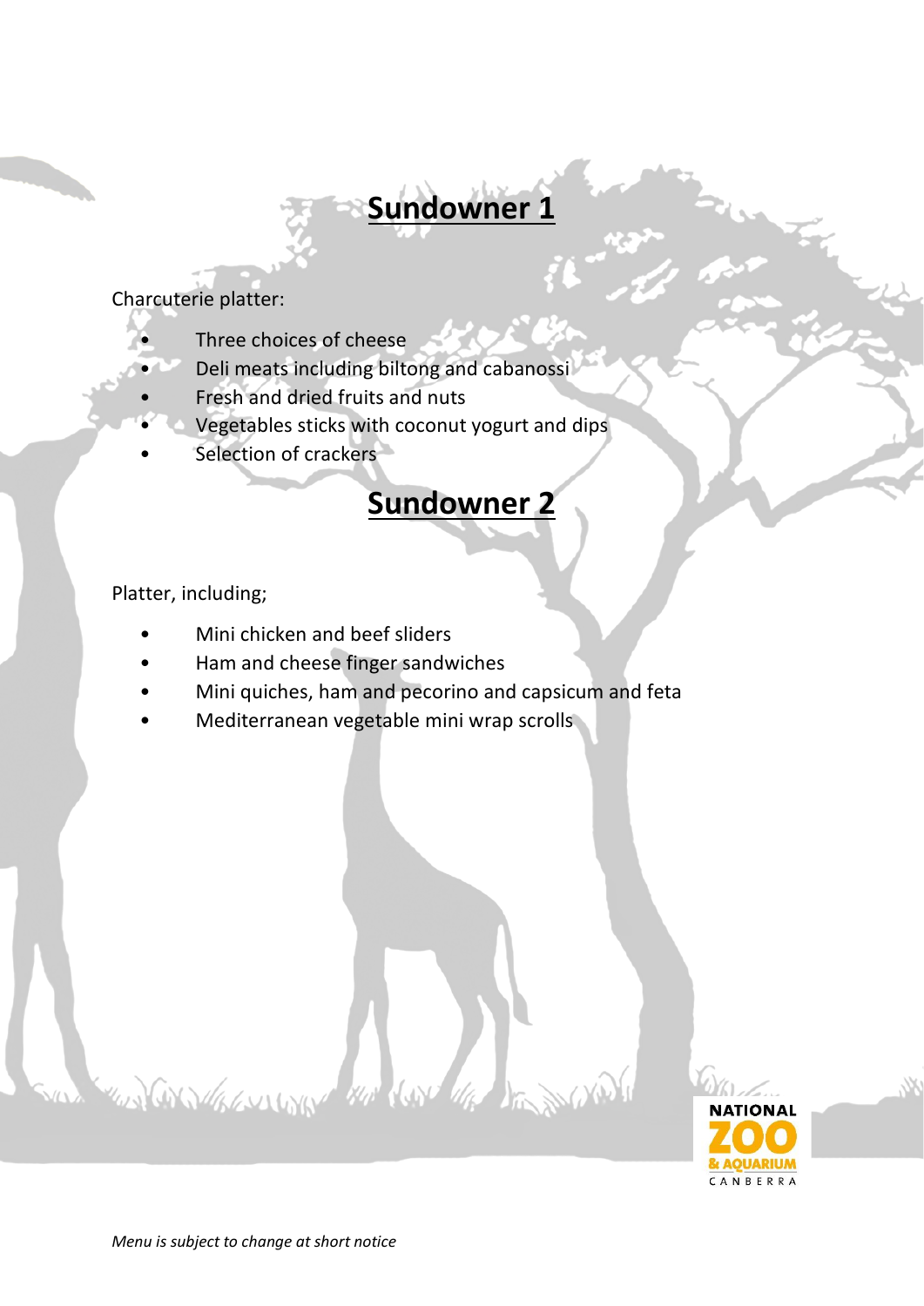# **Sundowner 1**

Charcuterie platter:

- Three choices of cheese
- Deli meats including biltong and cabanossi
- Fresh and dried fruits and nuts
- Vegetables sticks with coconut yogurt and dips
- Selection of crackers

# **Sundowner 2**

Platter, including;

- Mini chicken and beef sliders
- Ham and cheese finger sandwiches
- Mini quiches, ham and pecorino and capsicum and feta
- Mediterranean vegetable mini wrap scrolls

NATIONAL ZOO & AQUARIUM CANBERRA

*Menu is subject to change at short notice*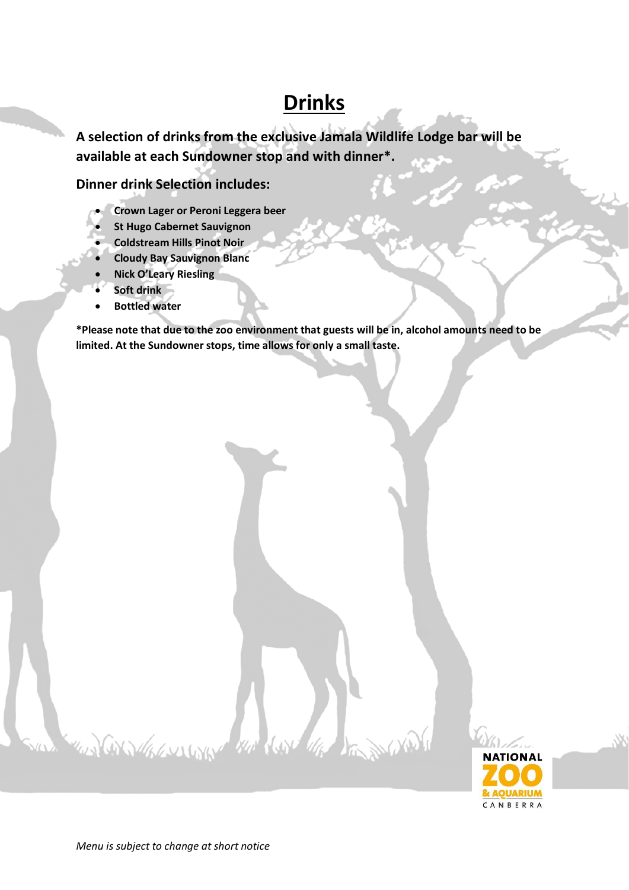# Drinks

**A selection of drinks from the exclusive Jamala Wildlife Lodge bar will be available at each Sundowner stop and with dinner*.**

**Dinner drink Selection includes:**

- **Crown Lager or Peroni Leggera beer**
- **St Hugo Cabernet Sauvignon**
- **Coldstream Hills Pinot Noir**
- **Cloudy Bay Sauvignon Blanc**
- **Nick O'Leary Riesling**
- **Soft drink**
- **Bottled water**

***Please note that due to the zoo environment that guests will be in, alcohol amounts need to be limited. At the Sundowner stops, time allows for only a small taste.**

NATIONAL ZOO & AQUARIUM CANBERRA

*Menu is subject to change at short notice*